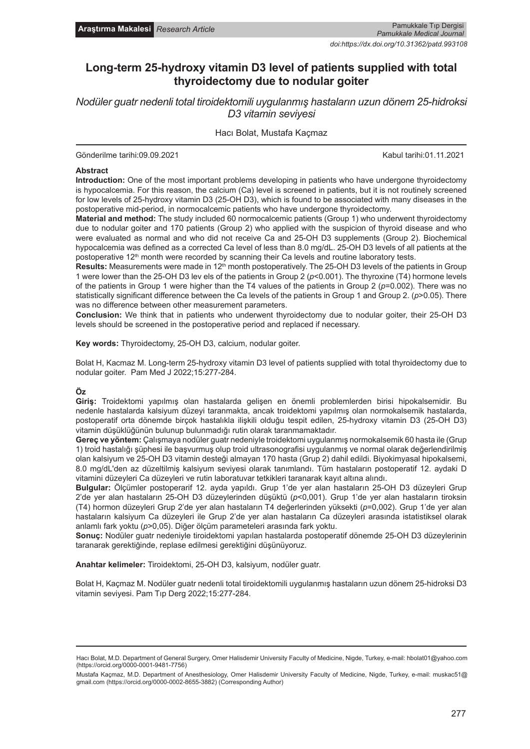**Araştırma Makalesi** *Research Article*

doi:https://dx.doi.org/10.31362/patd.993108

# Long-term 25-hydroxy vitamin D3 level of patients supplied with total thyroidectomy due to nodular goiter

*Nodüler guatr nedenli total tiroidektomili uygulanmış hastaların uzun dönem 25-hidroksi D3 vitamin seviyesi*

Hacı Bolat, Mustafa Kaçmaz

Gönderilme tarihi:09.09.2021 Kabul tarihi:01.11.2021

**Abstract**

**Introduction:** One of the most important problems developing in patients who have undergone thyroidectomy is hypocalcemia. For this reason, the calcium (Ca) level is screened in patients, but it is not routinely screened for low levels of 25-hydroxy vitamin D3 (25-OH D3), which is found to be associated with many diseases in the postoperative mid-period, in normocalcemic patients who have undergone thyroidectomy.

**Material and method:** The study included 60 normocalcemic patients (Group 1) who underwent thyroidectomy due to nodular goiter and 170 patients (Group 2) who applied with the suspicion of thyroid disease and who were evaluated as normal and who did not receive Ca and 25-OH D3 supplements (Group 2). Biochemical hypocalcemia was defined as a corrected Ca level of less than 8.0 mg/dL. 25-OH D3 levels of all patients at the postoperative 12[th] month were recorded by scanning their Ca levels and routine laboratory tests.

**Results:** Measurements were made in 12[th] month postoperatively. The 25-OH D3 levels of the patients in Group 1 were lower than the 25-OH D3 lev els of the patients in Group 2 ($p$<0.001). The thyroxine (T4) hormone levels of the patients in Group 1 were higher than the T4 values of the patients in Group 2 ($p$=0.002). There was no statistically significant difference between the Ca levels of the patients in Group 1 and Group 2. ($p$>0.05). There was no difference between other measurement parameters.

**Conclusion:** We think that in patients who underwent thyroidectomy due to nodular goiter, their 25-OH D3 levels should be screened in the postoperative period and replaced if necessary.

**Key words:** Thyroidectomy, 25-OH D3, calcium, nodular goiter.

Bolat H, Kacmaz M. Long-term 25-hydroxy vitamin D3 level of patients supplied with total thyroidectomy due to nodular goiter. Pam Med J 2022;15:277-284.

**Öz**

**Giriş:** Troidektomi yapılmış olan hastalarda gelişen en önemli problemlerden birisi hipokalsemidir. Bu nedenle hastalarda kalsiyum düzeyi taranmakta, ancak troidektomi yapılmış olan normokalsemik hastalarda, postoperatif orta dönemde birçok hastalıkla ilişkili olduğu tespit edilen, 25-hydroxy vitamin D3 (25-OH D3) vitamin düşüklüğünün bulunup bulunmadığı rutin olarak taranmamaktadır.

**Gereç ve yöntem:** Çalışmaya nodüler guatr nedeniyle troidektomi uygulanmış normokalsemik 60 hasta ile (Grup 1) troid hastalığı şüphesi ile başvurmuş olup troid ultrasonografisi uygulanmış ve normal olarak değerlendirilmiş olan kalsiyum ve 25-OH D3 vitamin desteği almayan 170 hasta (Grup 2) dahil edildi. Biyokimyasal hipokalsemi, 8.0 mg/dL'den az düzeltilmiş kalsiyum seviyesi olarak tanımlandı. Tüm hastaların postoperatif 12. aydaki D vitamini düzeyleri Ca düzeyleri ve rutin laboratuvar tetkikleri taranarak kayıt altına alındı.

**Bulgular:** Ölçümler postoperarif 12. ayda yapıldı. Grup 1'de yer alan hastaların 25-OH D3 düzeyleri Grup 2'de yer alan hastaların 25-OH D3 düzeylerinden düşüktü ($p$<0,001). Grup 1'de yer alan hastaların tiroksin (T4) hormon düzeyleri Grup 2'de yer alan hastaların T4 değerlerinden yüksekti ($p$=0,002). Grup 1'de yer alan hastaların kalsiyum Ca düzeyleri ile Grup 2'de yer alan hastaların Ca düzeyleri arasında istatistiksel olarak anlamlı fark yoktu ($p$>0,05). Diğer ölçüm parameteleri arasında fark yoktu.

**Sonuç:** Nodüler guatr nedeniyle tiroidektomi yapılan hastalarda postoperatif dönemde 25-OH D3 düzeylerinin taranarak gerektiğinde, replase edilmesi gerektiğini düşünüyoruz.

**Anahtar kelimeler:** Tiroidektomi, 25-OH D3, kalsiyum, nodüler guatr.

Bolat H, Kaçmaz M. Nodüler guatr nedenli total tiroidektomili uygulanmış hastaların uzun dönem 25-hidroksi D3 vitamin seviyesi. Pam Tıp Derg 2022;15:277-284.

Hacı Bolat, M.D. Department of General Surgery, Omer Halisdemir University Faculty of Medicine, Nigde, Turkey, e-mail: hbolat01@yahoo.com (https://orcid.org/0000-0001-9481-7756)

Mustafa Kaçmaz, M.D. Department of Anesthesiology, Omer Halisdemir University Faculty of Medicine, Nigde, Turkey, e-mail: muskac51@gmail.com (https://orcid.org/0000-0002-8655-3882) (Corresponding Author)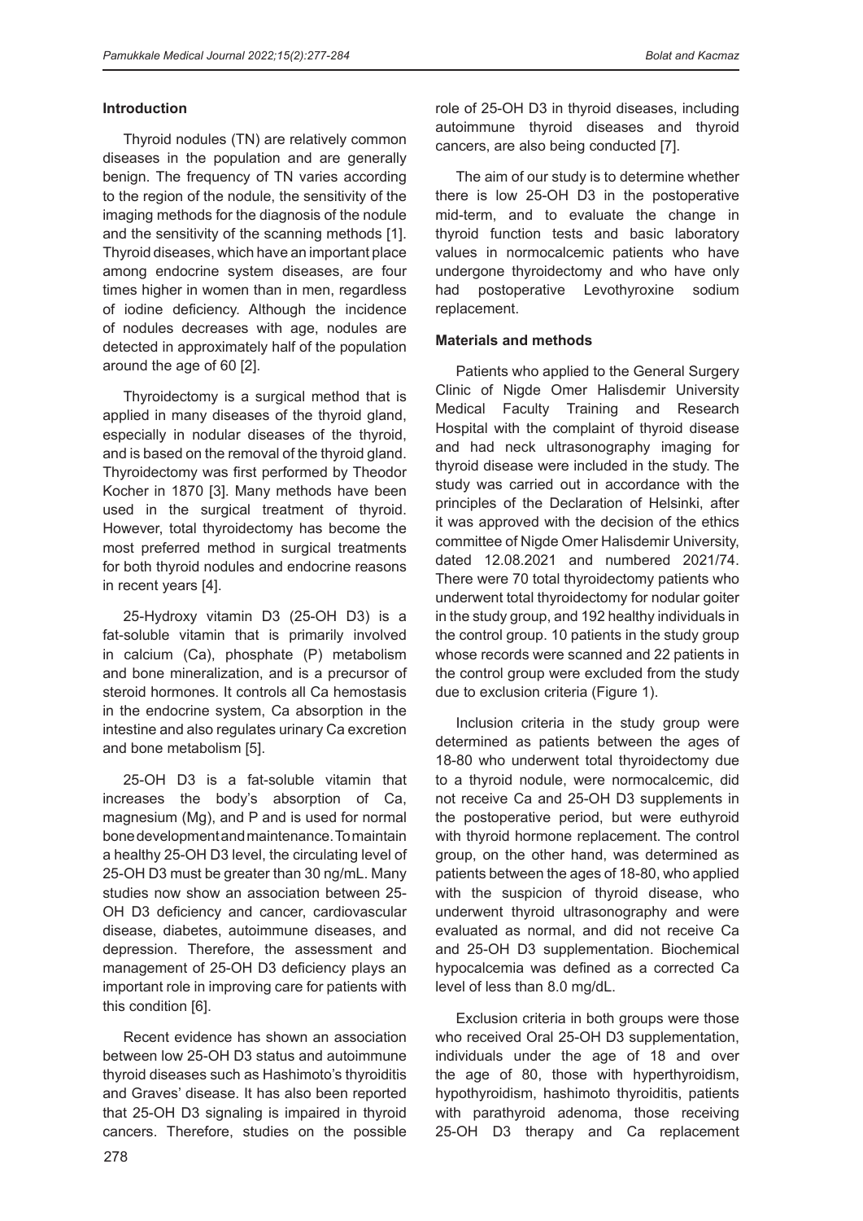## Introduction

Thyroid nodules (TN) are relatively common diseases in the population and are generally benign. The frequency of TN varies according to the region of the nodule, the sensitivity of the imaging methods for the diagnosis of the nodule and the sensitivity of the scanning methods [1]. Thyroid diseases, which have an important place among endocrine system diseases, are four times higher in women than in men, regardless of iodine deficiency. Although the incidence of nodules decreases with age, nodules are detected in approximately half of the population around the age of 60 [2].

Thyroidectomy is a surgical method that is applied in many diseases of the thyroid gland, especially in nodular diseases of the thyroid, and is based on the removal of the thyroid gland. Thyroidectomy was first performed by Theodor Kocher in 1870 [3]. Many methods have been used in the surgical treatment of thyroid. However, total thyroidectomy has become the most preferred method in surgical treatments for both thyroid nodules and endocrine reasons in recent years [4].

25-Hydroxy vitamin D3 (25-OH D3) is a fat-soluble vitamin that is primarily involved in calcium (Ca), phosphate (P) metabolism and bone mineralization, and is a precursor of steroid hormones. It controls all Ca hemostasis in the endocrine system, Ca absorption in the intestine and also regulates urinary Ca excretion and bone metabolism [5].

25-OH D3 is a fat-soluble vitamin that increases the body's absorption of Ca, magnesium (Mg), and P and is used for normal bone development and maintenance. To maintain a healthy 25-OH D3 level, the circulating level of 25-OH D3 must be greater than 30 ng/mL. Many studies now show an association between 25-OH D3 deficiency and cancer, cardiovascular disease, diabetes, autoimmune diseases, and depression. Therefore, the assessment and management of 25-OH D3 deficiency plays an important role in improving care for patients with this condition [6].

Recent evidence has shown an association between low 25-OH D3 status and autoimmune thyroid diseases such as Hashimoto's thyroiditis and Graves' disease. It has also been reported that 25-OH D3 signaling is impaired in thyroid cancers. Therefore, studies on the possible role of 25-OH D3 in thyroid diseases, including autoimmune thyroid diseases and thyroid cancers, are also being conducted [7].

The aim of our study is to determine whether there is low 25-OH D3 in the postoperative mid-term, and to evaluate the change in thyroid function tests and basic laboratory values in normocalcemic patients who have undergone thyroidectomy and who have only had postoperative Levothyroxine sodium replacement.

## Materials and methods

Patients who applied to the General Surgery Clinic of Nigde Omer Halisdemir University Medical Faculty Training and Research Hospital with the complaint of thyroid disease and had neck ultrasonography imaging for thyroid disease were included in the study. The study was carried out in accordance with the principles of the Declaration of Helsinki, after it was approved with the decision of the ethics committee of Nigde Omer Halisdemir University, dated 12.08.2021 and numbered 2021/74. There were 70 total thyroidectomy patients who underwent total thyroidectomy for nodular goiter in the study group, and 192 healthy individuals in the control group. 10 patients in the study group whose records were scanned and 22 patients in the control group were excluded from the study due to exclusion criteria (Figure 1).

Inclusion criteria in the study group were determined as patients between the ages of 18-80 who underwent total thyroidectomy due to a thyroid nodule, were normocalcemic, did not receive Ca and 25-OH D3 supplements in the postoperative period, but were euthyroid with thyroid hormone replacement. The control group, on the other hand, was determined as patients between the ages of 18-80, who applied with the suspicion of thyroid disease, who underwent thyroid ultrasonography and were evaluated as normal, and did not receive Ca and 25-OH D3 supplementation. Biochemical hypocalcemia was defined as a corrected Ca level of less than 8.0 mg/dL.

Exclusion criteria in both groups were those who received Oral 25-OH D3 supplementation, individuals under the age of 18 and over the age of 80, those with hyperthyroidism, hypothyroidism, hashimoto thyroiditis, patients with parathyroid adenoma, those receiving 25-OH D3 therapy and Ca replacement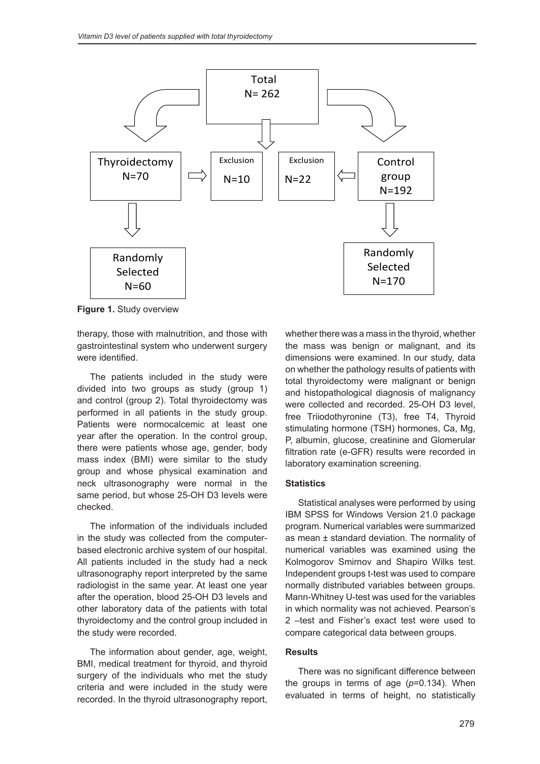Total
N= 262

Thyroidectomy
N=70

Exclusion
N=10

Exclusion
N=22

Control group
N=192

Randomly Selected
N=60

Randomly Selected
N=170

**Figure 1.** Study overview

therapy, those with malnutrition, and those with gastrointestinal system who underwent surgery were identified.

The patients included in the study were divided into two groups as study (group 1) and control (group 2). Total thyroidectomy was performed in all patients in the study group. Patients were normocalcemic at least one year after the operation. In the control group, there were patients whose age, gender, body mass index (BMI) were similar to the study group and whose physical examination and neck ultrasonography were normal in the same period, but whose 25-OH D3 levels were checked.

The information of the individuals included in the study was collected from the computer-based electronic archive system of our hospital. All patients included in the study had a neck ultrasonography report interpreted by the same radiologist in the same year. At least one year after the operation, blood 25-OH D3 levels and other laboratory data of the patients with total thyroidectomy and the control group included in the study were recorded.

The information about gender, age, weight, BMI, medical treatment for thyroid, and thyroid surgery of the individuals who met the study criteria and were included in the study were recorded. In the thyroid ultrasonography report, whether there was a mass in the thyroid, whether the mass was benign or malignant, and its dimensions were examined. In our study, data on whether the pathology results of patients with total thyroidectomy were malignant or benign and histopathological diagnosis of malignancy were collected and recorded. 25-OH D3 level, free Triiodothyronine (T3), free T4, Thyroid stimulating hormone (TSH) hormones, Ca, Mg, P, albumin, glucose, creatinine and Glomerular filtration rate (e-GFR) results were recorded in laboratory examination screening.

### Statistics

Statistical analyses were performed by using IBM SPSS for Windows Version 21.0 package program. Numerical variables were summarized as mean ± standard deviation. The normality of numerical variables was examined using the Kolmogorov Smirnov and Shapiro Wilks test. Independent groups t-test was used to compare normally distributed variables between groups. Mann-Whitney U-test was used for the variables in which normality was not achieved. Pearson's 2 –test and Fisher's exact test were used to compare categorical data between groups.

### Results

There was no significant difference between the groups in terms of age (*p*=0.134). When evaluated in terms of height, no statistically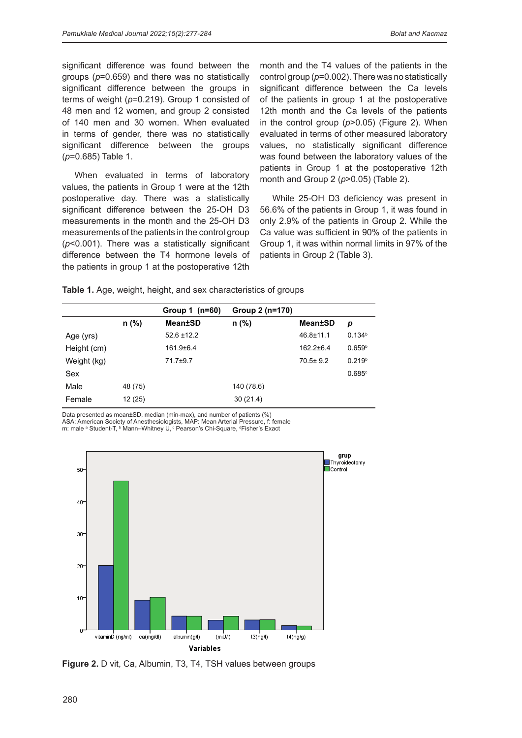significant difference was found between the groups ($p$=0.659) and there was no statistically significant difference between the groups in terms of weight ($p$=0.219). Group 1 consisted of 48 men and 12 women, and group 2 consisted of 140 men and 30 women. When evaluated in terms of gender, there was no statistically significant difference between the groups ($p$=0.685) Table 1.

When evaluated in terms of laboratory values, the patients in Group 1 were at the 12th postoperative day. There was a statistically significant difference between the 25-OH D3 measurements in the month and the 25-OH D3 measurements of the patients in the control group ($p$<0.001). There was a statistically significant difference between the T4 hormone levels of the patients in group 1 at the postoperative 12th month and the T4 values of the patients in the control group ($p$=0.002). There was no statistically significant difference between the Ca levels of the patients in group 1 at the postoperative 12th month and the Ca levels of the patients in the control group ($p$>0.05) (Figure 2). When evaluated in terms of other measured laboratory values, no statistically significant difference was found between the laboratory values of the patients in Group 1 at the postoperative 12th month and Group 2 ($p$>0.05) (Table 2).

While 25-OH D3 deficiency was present in 56.6% of the patients in Group 1, it was found in only 2.9% of the patients in Group 2. While the Ca value was sufficient in 90% of the patients in Group 1, it was within normal limits in 97% of the patients in Group 2 (Table 3).

**Table 1.** Age, weight, height, and sex characteristics of groups

| | Group 1 (n=60) | | Group 2 (n=170) | | |
|---|---|---|---|---|---|
| | **n (%)** | **Mean±SD** | **n (%)** | **Mean±SD** | ***p*** |
| Age (yrs) | | 52,6 ±12.2 | | 46.8±11.1 | 0.134[b] |
| Height (cm) | | 161.9±6.4 | | 162.2±6.4 | 0.659[b] |
| Weight (kg) | | 71.7±9.7 | | 70.5± 9.2 | 0.219[b] |
| Sex | | | | | 0.685[c] |
| Male | 48 (75) | | 140 (78.6) | | |
| Female | 12 (25) | | 30 (21.4) | | |

Data presented as mean±SD, median (min-max), and number of patients (%)
ASA: American Society of Anesthesiologists, MAP: Mean Arterial Pressure, f: female
m: male [a] Student-T, [b] Mann–Whitney U, [c] Pearson's Chi-Square, [d]Fisher's Exact

**Figure 2.** D vit, Ca, Albumin, T3, T4, TSH values between groups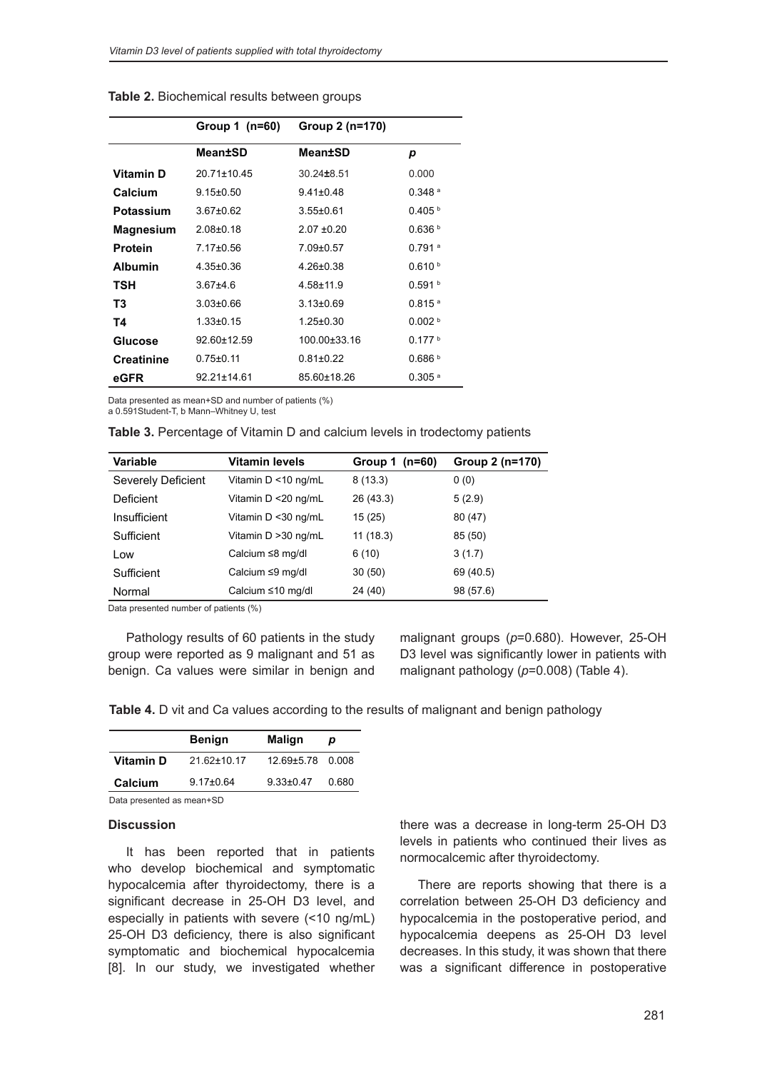**Table 2.** Biochemical results between groups

| | Group 1 (n=60) | Group 2 (n=170) | |
|---|---|---|---|
| | **Mean±SD** | **Mean±SD** | ***p*** |
| **Vitamin D** | 20.71±10.45 | 30.24±8.51 | 0.000 |
| **Calcium** | 9.15±0.50 | 9.41±0.48 | 0.348 [a] |
| **Potassium** | 3.67±0.62 | 3.55±0.61 | 0.405 [b] |
| **Magnesium** | 2.08±0.18 | 2.07 ±0.20 | 0.636 [b] |
| **Protein** | 7.17±0.56 | 7.09±0.57 | 0.791 [a] |
| **Albumin** | 4.35±0.36 | 4.26±0.38 | 0.610 [b] |
| **TSH** | 3.67±4.6 | 4.58±11.9 | 0.591 [b] |
| **T3** | 3.03±0.66 | 3.13±0.69 | 0.815 [a] |
| **T4** | 1.33±0.15 | 1.25±0.30 | 0.002 [b] |
| **Glucose** | 92.60±12.59 | 100.00±33.16 | 0.177 [b] |
| **Creatinine** | 0.75±0.11 | 0.81±0.22 | 0.686 [b] |
| **eGFR** | 92.21±14.61 | 85.60±18.26 | 0.305 [a] |

Data presented as mean+SD and number of patients (%)
a 0.591Student-T, b Mann–Whitney U, test

**Table 3.** Percentage of Vitamin D and calcium levels in trodectomy patients

| Variable | Vitamin levels | Group 1 (n=60) | Group 2 (n=170) |
|---|---|---|---|
| Severely Deficient | Vitamin D <10 ng/mL | 8 (13.3) | 0 (0) |
| Deficient | Vitamin D <20 ng/mL | 26 (43.3) | 5 (2.9) |
| Insufficient | Vitamin D <30 ng/mL | 15 (25) | 80 (47) |
| Sufficient | Vitamin D >30 ng/mL | 11 (18.3) | 85 (50) |
| Low | Calcium ≤8 mg/dl | 6 (10) | 3 (1.7) |
| Sufficient | Calcium ≤9 mg/dl | 30 (50) | 69 (40.5) |
| Normal | Calcium ≤10 mg/dl | 24 (40) | 98 (57.6) |

Data presented number of patients (%)

Pathology results of 60 patients in the study group were reported as 9 malignant and 51 as benign. Ca values were similar in benign and malignant groups (*p*=0.680). However, 25-OH D3 level was significantly lower in patients with malignant pathology (*p*=0.008) (Table 4).

**Table 4.** D vit and Ca values according to the results of malignant and benign pathology

| | Benign | Malign | *p* |
|---|---|---|---|
| **Vitamin D** | 21.62±10.17 | 12.69±5.78 | 0.008 |
| **Calcium** | 9.17±0.64 | 9.33±0.47 | 0.680 |

Data presented as mean+SD

### Discussion

It has been reported that in patients who develop biochemical and symptomatic hypocalcemia after thyroidectomy, there is a significant decrease in 25-OH D3 level, and especially in patients with severe (<10 ng/mL) 25-OH D3 deficiency, there is also significant symptomatic and biochemical hypocalcemia [8]. In our study, we investigated whether there was a decrease in long-term 25-OH D3 levels in patients who continued their lives as normocalcemic after thyroidectomy.

There are reports showing that there is a correlation between 25-OH D3 deficiency and hypocalcemia in the postoperative period, and hypocalcemia deepens as 25-OH D3 level decreases. In this study, it was shown that there was a significant difference in postoperative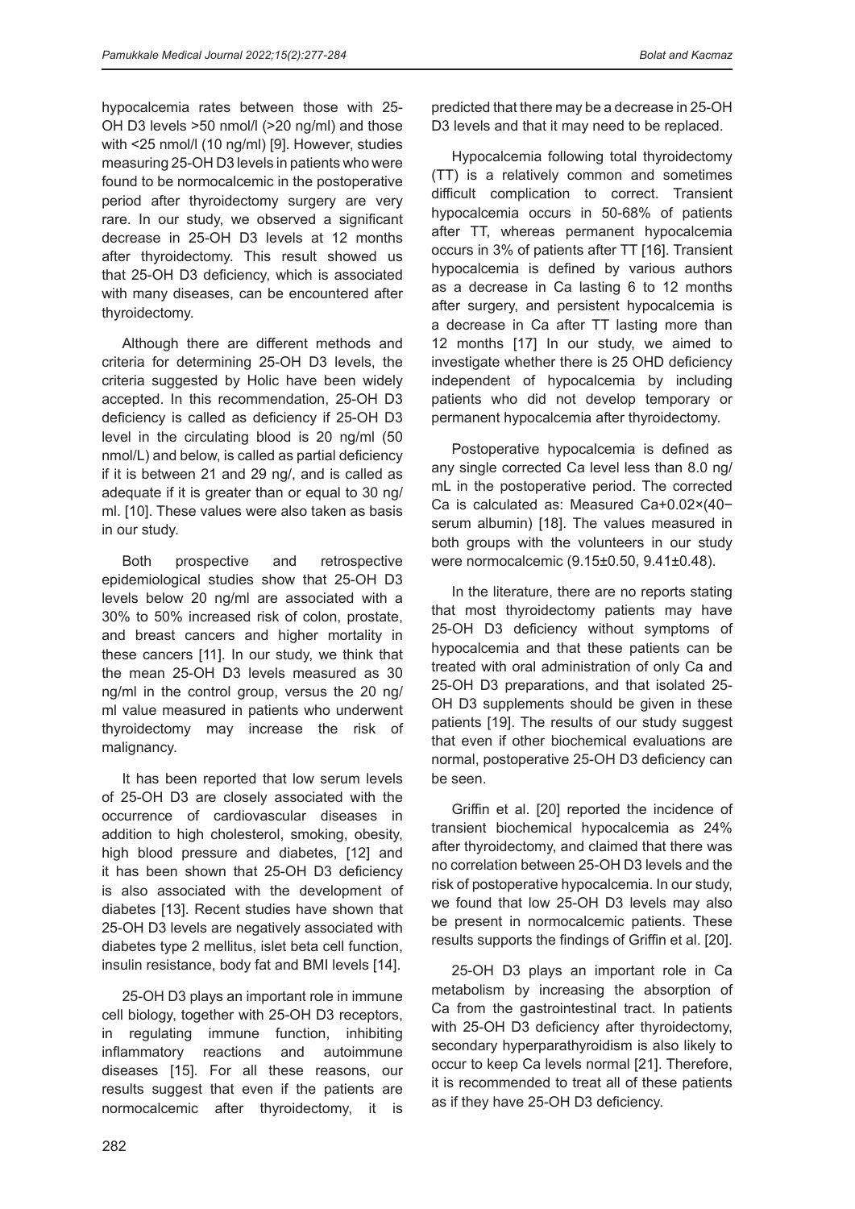hypocalcemia rates between those with 25-OH D3 levels >50 nmol/l (>20 ng/ml) and those with <25 nmol/l (10 ng/ml) [9]. However, studies measuring 25-OH D3 levels in patients who were found to be normocalcemic in the postoperative period after thyroidectomy surgery are very rare. In our study, we observed a significant decrease in 25-OH D3 levels at 12 months after thyroidectomy. This result showed us that 25-OH D3 deficiency, which is associated with many diseases, can be encountered after thyroidectomy.

Although there are different methods and criteria for determining 25-OH D3 levels, the criteria suggested by Holic have been widely accepted. In this recommendation, 25-OH D3 deficiency is called as deficiency if 25-OH D3 level in the circulating blood is 20 ng/ml (50 nmol/L) and below, is called as partial deficiency if it is between 21 and 29 ng/, and is called as adequate if it is greater than or equal to 30 ng/ml. [10]. These values were also taken as basis in our study.

Both prospective and retrospective epidemiological studies show that 25-OH D3 levels below 20 ng/ml are associated with a 30% to 50% increased risk of colon, prostate, and breast cancers and higher mortality in these cancers [11]. In our study, we think that the mean 25-OH D3 levels measured as 30 ng/ml in the control group, versus the 20 ng/ml value measured in patients who underwent thyroidectomy may increase the risk of malignancy.

It has been reported that low serum levels of 25-OH D3 are closely associated with the occurrence of cardiovascular diseases in addition to high cholesterol, smoking, obesity, high blood pressure and diabetes, [12] and it has been shown that 25-OH D3 deficiency is also associated with the development of diabetes [13]. Recent studies have shown that 25-OH D3 levels are negatively associated with diabetes type 2 mellitus, islet beta cell function, insulin resistance, body fat and BMI levels [14].

25-OH D3 plays an important role in immune cell biology, together with 25-OH D3 receptors, in regulating immune function, inhibiting inflammatory reactions and autoimmune diseases [15]. For all these reasons, our results suggest that even if the patients are normocalcemic after thyroidectomy, it is predicted that there may be a decrease in 25-OH D3 levels and that it may need to be replaced.

Hypocalcemia following total thyroidectomy (TT) is a relatively common and sometimes difficult complication to correct. Transient hypocalcemia occurs in 50-68% of patients after TT, whereas permanent hypocalcemia occurs in 3% of patients after TT [16]. Transient hypocalcemia is defined by various authors as a decrease in Ca lasting 6 to 12 months after surgery, and persistent hypocalcemia is a decrease in Ca after TT lasting more than 12 months [17] In our study, we aimed to investigate whether there is 25 OHD deficiency independent of hypocalcemia by including patients who did not develop temporary or permanent hypocalcemia after thyroidectomy.

Postoperative hypocalcemia is defined as any single corrected Ca level less than 8.0 ng/mL in the postoperative period. The corrected Ca is calculated as: Measured Ca+0.02×(40−serum albumin) [18]. The values measured in both groups with the volunteers in our study were normocalcemic (9.15±0.50, 9.41±0.48).

In the literature, there are no reports stating that most thyroidectomy patients may have 25-OH D3 deficiency without symptoms of hypocalcemia and that these patients can be treated with oral administration of only Ca and 25-OH D3 preparations, and that isolated 25-OH D3 supplements should be given in these patients [19]. The results of our study suggest that even if other biochemical evaluations are normal, postoperative 25-OH D3 deficiency can be seen.

Griffin et al. [20] reported the incidence of transient biochemical hypocalcemia as 24% after thyroidectomy, and claimed that there was no correlation between 25-OH D3 levels and the risk of postoperative hypocalcemia. In our study, we found that low 25-OH D3 levels may also be present in normocalcemic patients. These results supports the findings of Griffin et al. [20].

25-OH D3 plays an important role in Ca metabolism by increasing the absorption of Ca from the gastrointestinal tract. In patients with 25-OH D3 deficiency after thyroidectomy, secondary hyperparathyroidism is also likely to occur to keep Ca levels normal [21]. Therefore, it is recommended to treat all of these patients as if they have 25-OH D3 deficiency.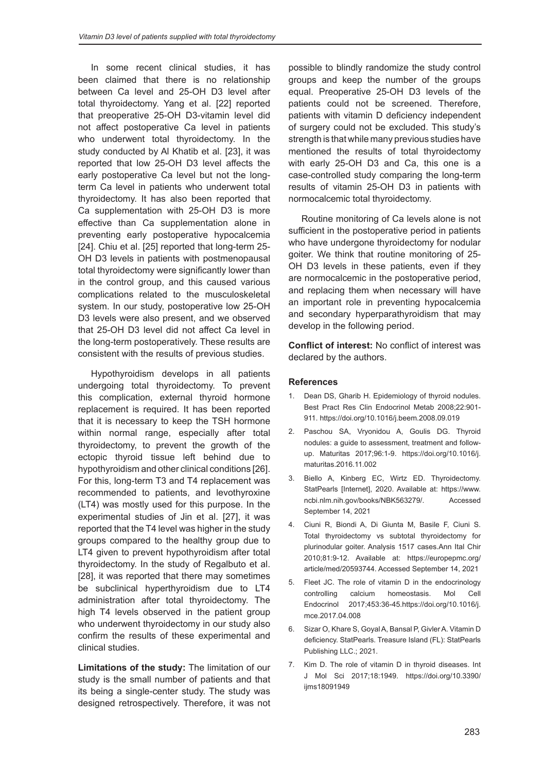In some recent clinical studies, it has been claimed that there is no relationship between Ca level and 25-OH D3 level after total thyroidectomy. Yang et al. [22] reported that preoperative 25-OH D3-vitamin level did not affect postoperative Ca level in patients who underwent total thyroidectomy. In the study conducted by Al Khatib et al. [23], it was reported that low 25-OH D3 level affects the early postoperative Ca level but not the long-term Ca level in patients who underwent total thyroidectomy. It has also been reported that Ca supplementation with 25-OH D3 is more effective than Ca supplementation alone in preventing early postoperative hypocalcemia [24]. Chiu et al. [25] reported that long-term 25-OH D3 levels in patients with postmenopausal total thyroidectomy were significantly lower than in the control group, and this caused various complications related to the musculoskeletal system. In our study, postoperative low 25-OH D3 levels were also present, and we observed that 25-OH D3 level did not affect Ca level in the long-term postoperatively. These results are consistent with the results of previous studies.

Hypothyroidism develops in all patients undergoing total thyroidectomy. To prevent this complication, external thyroid hormone replacement is required. It has been reported that it is necessary to keep the TSH hormone within normal range, especially after total thyroidectomy, to prevent the growth of the ectopic thyroid tissue left behind due to hypothyroidism and other clinical conditions [26]. For this, long-term T3 and T4 replacement was recommended to patients, and levothyroxine (LT4) was mostly used for this purpose. In the experimental studies of Jin et al. [27], it was reported that the T4 level was higher in the study groups compared to the healthy group due to LT4 given to prevent hypothyroidism after total thyroidectomy. In the study of Regalbuto et al. [28], it was reported that there may sometimes be subclinical hyperthyroidism due to LT4 administration after total thyroidectomy. The high T4 levels observed in the patient group who underwent thyroidectomy in our study also confirm the results of these experimental and clinical studies.

**Limitations of the study:** The limitation of our study is the small number of patients and that its being a single-center study. The study was designed retrospectively. Therefore, it was not possible to blindly randomize the study control groups and keep the number of the groups equal. Preoperative 25-OH D3 levels of the patients could not be screened. Therefore, patients with vitamin D deficiency independent of surgery could not be excluded. This study's strength is that while many previous studies have mentioned the results of total thyroidectomy with early 25-OH D3 and Ca, this one is a case-controlled study comparing the long-term results of vitamin 25-OH D3 in patients with normocalcemic total thyroidectomy.

Routine monitoring of Ca levels alone is not sufficient in the postoperative period in patients who have undergone thyroidectomy for nodular goiter. We think that routine monitoring of 25-OH D3 levels in these patients, even if they are normocalcemic in the postoperative period, and replacing them when necessary will have an important role in preventing hypocalcemia and secondary hyperparathyroidism that may develop in the following period.

**Conflict of interest:** No conflict of interest was declared by the authors.

### References

1. Dean DS, Gharib H. Epidemiology of thyroid nodules. Best Pract Res Clin Endocrinol Metab 2008;22:901-911. https://doi.org/10.1016/j.beem.2008.09.019
2. Paschou SA, Vryonidou A, Goulis DG. Thyroid nodules: a guide to assessment, treatment and follow-up. Maturitas 2017;96:1-9. https://doi.org/10.1016/j.maturitas.2016.11.002
3. Biello A, Kinberg EC, Wirtz ED. Thyroidectomy. StatPearls [Internet], 2020. Available at: https://www.ncbi.nlm.nih.gov/books/NBK563279/. Accessed September 14, 2021
4. Ciuni R, Biondi A, Di Giunta M, Basile F, Ciuni S. Total thyroidectomy vs subtotal thyroidectomy for plurinodular goiter. Analysis 1517 cases.Ann Ital Chir 2010;81:9-12. Available at: https://europepmc.org/article/med/20593744. Accessed September 14, 2021
5. Fleet JC. The role of vitamin D in the endocrinology controlling calcium homeostasis. Mol Cell Endocrinol 2017;453:36-45.https://doi.org/10.1016/j.mce.2017.04.008
6. Sizar O, Khare S, Goyal A, Bansal P, Givler A. Vitamin D deficiency. StatPearls. Treasure Island (FL): StatPearls Publishing LLC.; 2021.
7. Kim D. The role of vitamin D in thyroid diseases. Int J Mol Sci 2017;18:1949. https://doi.org/10.3390/ijms18091949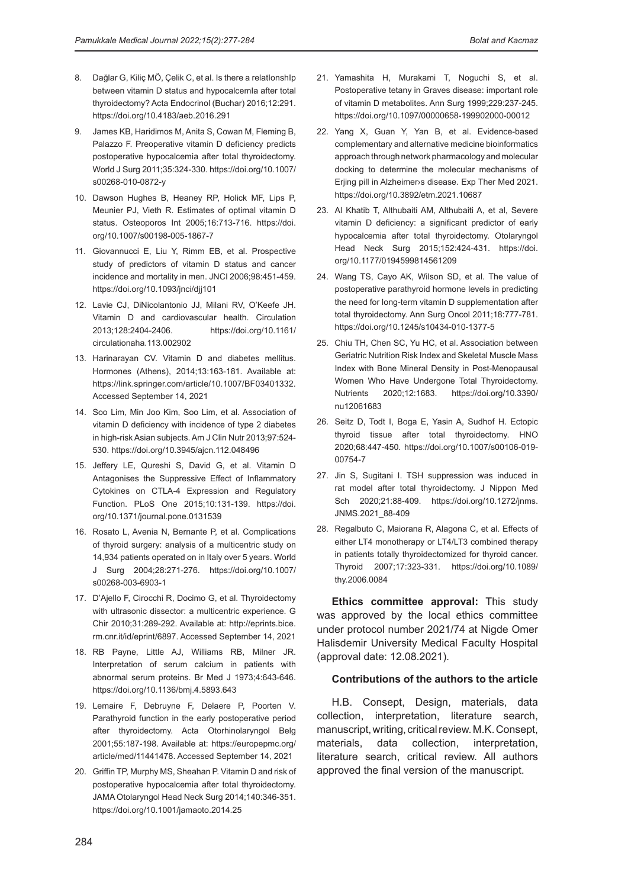8. Dağlar G, Kiliç MÖ, Çelik C, et al. Is there a relatIonshIp between vitamin D status and hypocalcemIa after total thyroidectomy? Acta Endocrinol (Buchar) 2016;12:291. https://doi.org/10.4183/aeb.2016.291

9. James KB, Haridimos M, Anita S, Cowan M, Fleming B, Palazzo F. Preoperative vitamin D deficiency predicts postoperative hypocalcemia after total thyroidectomy. World J Surg 2011;35:324-330. https://doi.org/10.1007/s00268-010-0872-y

10. Dawson Hughes B, Heaney RP, Holick MF, Lips P, Meunier PJ, Vieth R. Estimates of optimal vitamin D status. Osteoporos Int 2005;16:713-716. https://doi.org/10.1007/s00198-005-1867-7

11. Giovannucci E, Liu Y, Rimm EB, et al. Prospective study of predictors of vitamin D status and cancer incidence and mortality in men. JNCI 2006;98:451-459. https://doi.org/10.1093/jnci/djj101

12. Lavie CJ, DiNicolantonio JJ, Milani RV, O'Keefe JH. Vitamin D and cardiovascular health. Circulation 2013;128:2404-2406. https://doi.org/10.1161/circulationaha.113.002902

13. Harinarayan CV. Vitamin D and diabetes mellitus. Hormones (Athens), 2014;13:163-181. Available at: https://link.springer.com/article/10.1007/BF03401332. Accessed September 14, 2021

14. Soo Lim, Min Joo Kim, Soo Lim, et al. Association of vitamin D deficiency with incidence of type 2 diabetes in high-risk Asian subjects. Am J Clin Nutr 2013;97:524-530. https://doi.org/10.3945/ajcn.112.048496

15. Jeffery LE, Qureshi S, David G, et al. Vitamin D Antagonises the Suppressive Effect of Inflammatory Cytokines on CTLA-4 Expression and Regulatory Function. PLoS One 2015;10:131-139. https://doi.org/10.1371/journal.pone.0131539

16. Rosato L, Avenia N, Bernante P, et al. Complications of thyroid surgery: analysis of a multicentric study on 14,934 patients operated on in Italy over 5 years. World J Surg 2004;28:271-276. https://doi.org/10.1007/s00268-003-6903-1

17. D'Ajello F, Cirocchi R, Docimo G, et al. Thyroidectomy with ultrasonic dissector: a multicentric experience. G Chir 2010;31:289-292. Available at: http://eprints.bice.rm.cnr.it/id/eprint/6897. Accessed September 14, 2021

18. RB Payne, Little AJ, Williams RB, Milner JR. Interpretation of serum calcium in patients with abnormal serum proteins. Br Med J 1973;4:643-646. https://doi.org/10.1136/bmj.4.5893.643

19. Lemaire F, Debruyne F, Delaere P, Poorten V. Parathyroid function in the early postoperative period after thyroidectomy. Acta Otorhinolaryngol Belg 2001;55:187-198. Available at: https://europepmc.org/article/med/11441478. Accessed September 14, 2021

20. Griffin TP, Murphy MS, Sheahan P. Vitamin D and risk of postoperative hypocalcemia after total thyroidectomy. JAMA Otolaryngol Head Neck Surg 2014;140:346-351. https://doi.org/10.1001/jamaoto.2014.25

21. Yamashita H, Murakami T, Noguchi S, et al. Postoperative tetany in Graves disease: important role of vitamin D metabolites. Ann Surg 1999;229:237-245. https://doi.org/10.1097/00000658-199902000-00012

22. Yang X, Guan Y, Yan B, et al. Evidence-based complementary and alternative medicine bioinformatics approach through network pharmacology and molecular docking to determine the molecular mechanisms of Erjing pill in Alzheimer›s disease. Exp Ther Med 2021. https://doi.org/10.3892/etm.2021.10687

23. Al Khatib T, Althubaiti AM, Althubaiti A, et al, Severe vitamin D deficiency: a significant predictor of early hypocalcemia after total thyroidectomy. Otolaryngol Head Neck Surg 2015;152:424-431. https://doi.org/10.1177/0194599814561209

24. Wang TS, Cayo AK, Wilson SD, et al. The value of postoperative parathyroid hormone levels in predicting the need for long-term vitamin D supplementation after total thyroidectomy. Ann Surg Oncol 2011;18:777-781. https://doi.org/10.1245/s10434-010-1377-5

25. Chiu TH, Chen SC, Yu HC, et al. Association between Geriatric Nutrition Risk Index and Skeletal Muscle Mass Index with Bone Mineral Density in Post-Menopausal Women Who Have Undergone Total Thyroidectomy. Nutrients 2020;12:1683. https://doi.org/10.3390/nu12061683

26. Seitz D, Todt I, Boga E, Yasin A, Sudhof H. Ectopic thyroid tissue after total thyroidectomy. HNO 2020;68:447-450. https://doi.org/10.1007/s00106-019-00754-7

27. Jin S, Sugitani I. TSH suppression was induced in rat model after total thyroidectomy. J Nippon Med Sch 2020;21:88-409. https://doi.org/10.1272/jnms.JNMS.2021_88-409

28. Regalbuto C, Maiorana R, Alagona C, et al. Effects of either LT4 monotherapy or LT4/LT3 combined therapy in patients totally thyroidectomized for thyroid cancer. Thyroid 2007;17:323-331. https://doi.org/10.1089/thy.2006.0084

**Ethics committee approval:** This study was approved by the local ethics committee under protocol number 2021/74 at Nigde Omer Halisdemir University Medical Faculty Hospital (approval date: 12.08.2021).

**Contributions of the authors to the article**

H.B. Consept, Design, materials, data collection, interpretation, literature search, manuscript, writing, critical review. M.K. Consept, materials, data collection, interpretation, literature search, critical review. All authors approved the final version of the manuscript.